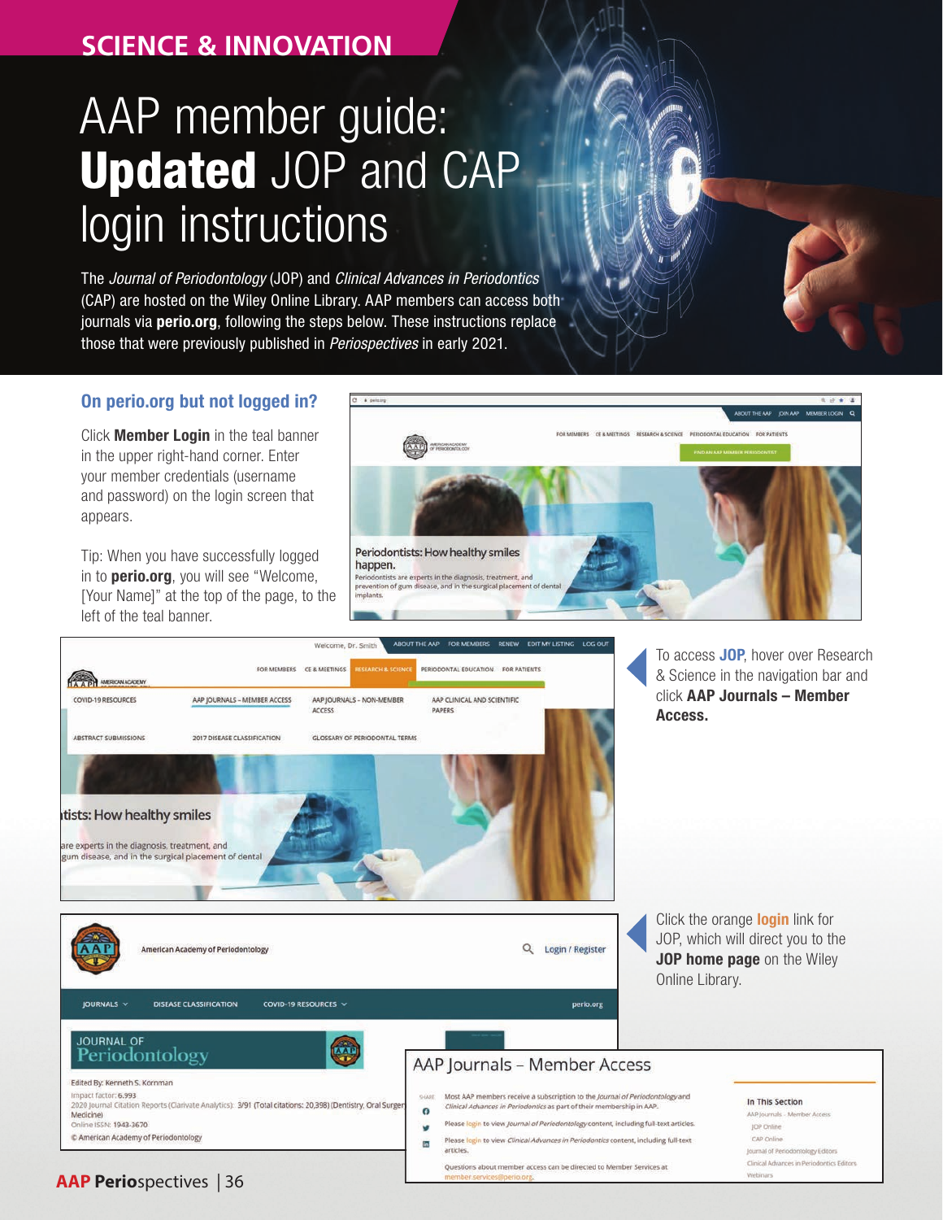SCIENCE & INNOVATION

# AAP member guide: **Updated** JOP and CAP login instructions

The *Journal of Periodontology* (JOP) and *Clinical Advances in Periodontics* (CAP) are hosted on the Wiley Online Library. AAP members can access both journals via **perio.org**, following the steps below. These instructions replace those that were previously published in *Periospectives* in early 2021.

## On perio.org but not logged in?

Click **Member Login** in the teal banner in the upper right-hand corner. Enter your member credentials (username and password) on the login screen that appears.

Tip: When you have successfully logged in to **perio.org**, you will see "Welcome, [Your Name]" at the top of the page, to the left of the teal banner.

To access **JOP**, hover over Research & Science in the navigation bar and click **AAP Journals – Member Access.**

Click the orange **login** link for JOP, which will direct you to the **JOP home page** on the Wiley Online Library.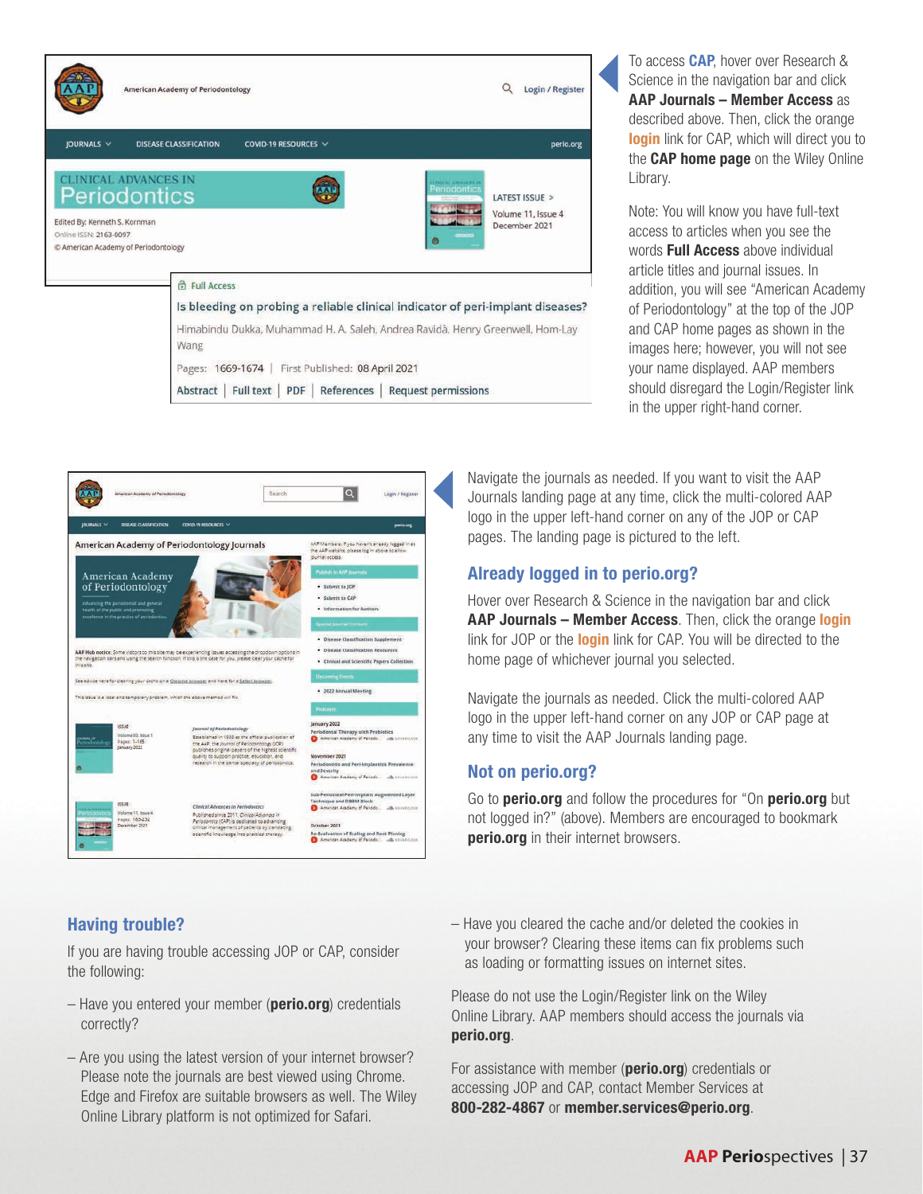To access **CAP**, hover over Research & Science in the navigation bar and click **AAP Journals – Member Access** as described above. Then, click the orange **login** link for CAP, which will direct you to the **CAP home page** on the Wiley Online Library.

Note: You will know you have full-text access to articles when you see the words **Full Access** above individual article titles and journal issues. In addition, you will see "American Academy of Periodontology" at the top of the JOP and CAP home pages as shown in the images here; however, you will not see your name displayed. AAP members should disregard the Login/Register link in the upper right-hand corner.

Navigate the journals as needed. If you want to visit the AAP Journals landing page at any time, click the multi-colored AAP logo in the upper left-hand corner on any of the JOP or CAP pages. The landing page is pictured to the left.

## Already logged in to perio.org?

Hover over Research & Science in the navigation bar and click **AAP Journals – Member Access**. Then, click the orange **login** link for JOP or the **login** link for CAP. You will be directed to the home page of whichever journal you selected.

Navigate the journals as needed. Click the multi-colored AAP logo in the upper left-hand corner on any JOP or CAP page at any time to visit the AAP Journals landing page.

## Not on perio.org?

Go to **perio.org** and follow the procedures for "On **perio.org** but not logged in?" (above). Members are encouraged to bookmark **perio.org** in their internet browsers.

## Having trouble?

If you are having trouble accessing JOP or CAP, consider the following:

– Have you entered your member (**perio.org**) credentials correctly?

– Are you using the latest version of your internet browser? Please note the journals are best viewed using Chrome. Edge and Firefox are suitable browsers as well. The Wiley Online Library platform is not optimized for Safari.

– Have you cleared the cache and/or deleted the cookies in your browser? Clearing these items can fix problems such as loading or formatting issues on internet sites.

Please do not use the Login/Register link on the Wiley Online Library. AAP members should access the journals via **perio.org**.

For assistance with member (**perio.org**) credentials or accessing JOP and CAP, contact Member Services at **800-282-4867** or **member.services@perio.org**.